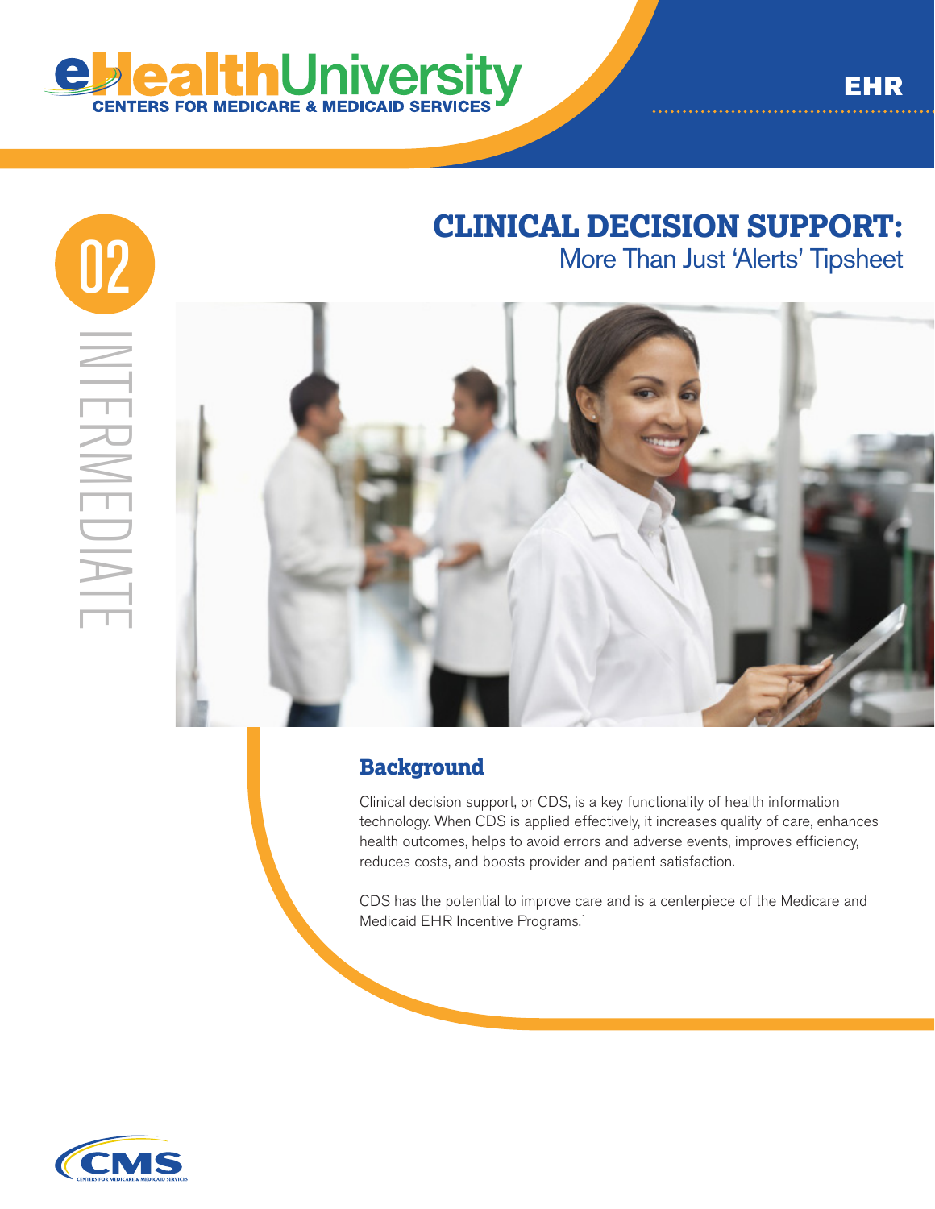eHealthUniversity
CENTERS FOR MEDICARE & MEDICAID SERVICES

EHR

02

INTERMEDIATE

# CLINICAL DECISION SUPPORT:

## More Than Just 'Alerts' Tipsheet

## Background

Clinical decision support, or CDS, is a key functionality of health information technology. When CDS is applied effectively, it increases quality of care, enhances health outcomes, helps to avoid errors and adverse events, improves efficiency, reduces costs, and boosts provider and patient satisfaction.

CDS has the potential to improve care and is a centerpiece of the Medicare and Medicaid EHR Incentive Programs.[1]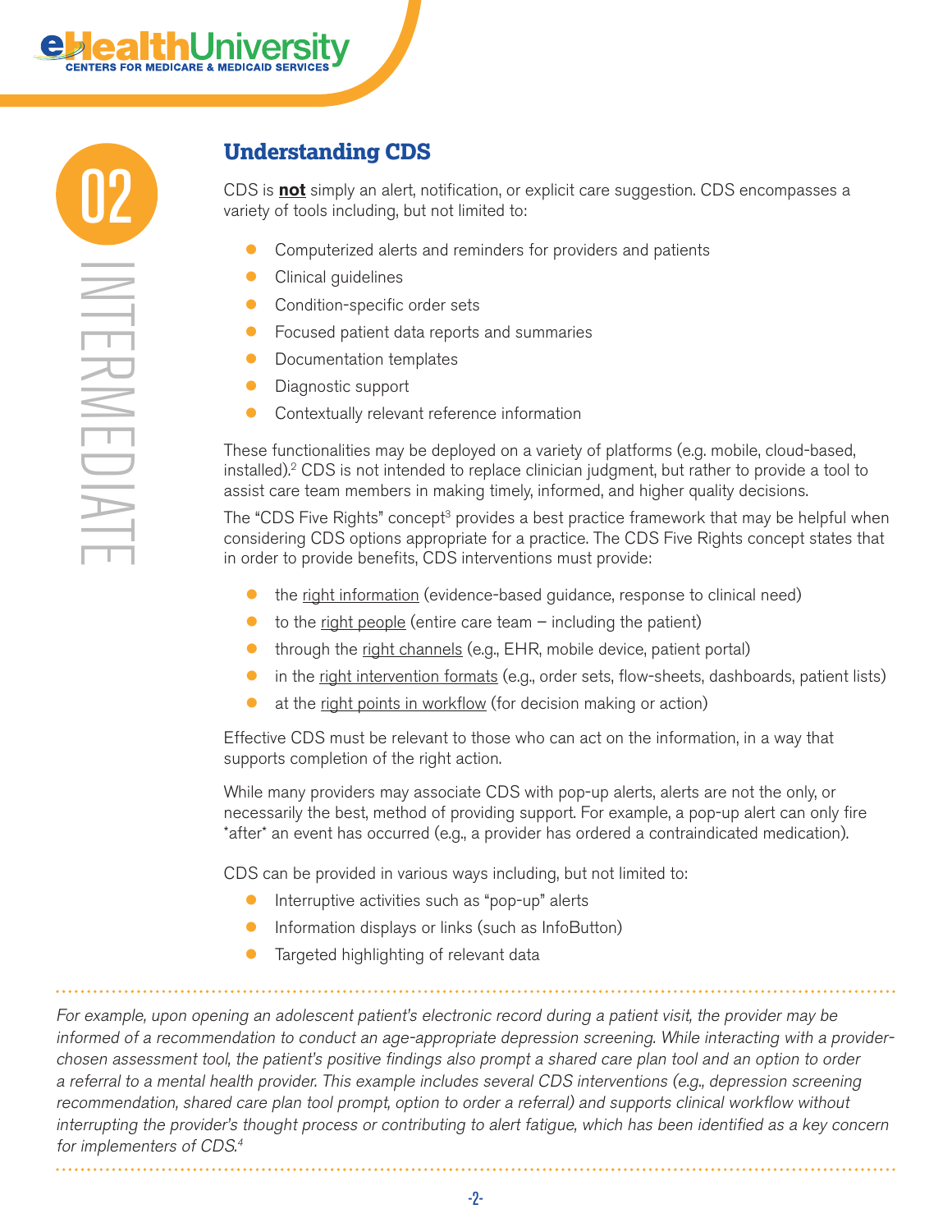## Understanding CDS

CDS is **not** simply an alert, notification, or explicit care suggestion. CDS encompasses a variety of tools including, but not limited to:

- Computerized alerts and reminders for providers and patients
- Clinical guidelines
- Condition-specific order sets
- Focused patient data reports and summaries
- Documentation templates
- Diagnostic support
- Contextually relevant reference information

These functionalities may be deployed on a variety of platforms (e.g. mobile, cloud-based, installed).[2] CDS is not intended to replace clinician judgment, but rather to provide a tool to assist care team members in making timely, informed, and higher quality decisions.

The "CDS Five Rights" concept[3] provides a best practice framework that may be helpful when considering CDS options appropriate for a practice. The CDS Five Rights concept states that in order to provide benefits, CDS interventions must provide:

- the right information (evidence-based guidance, response to clinical need)
- to the right people (entire care team – including the patient)
- through the right channels (e.g., EHR, mobile device, patient portal)
- in the right intervention formats (e.g., order sets, flow-sheets, dashboards, patient lists)
- at the right points in workflow (for decision making or action)

Effective CDS must be relevant to those who can act on the information, in a way that supports completion of the right action.

While many providers may associate CDS with pop-up alerts, alerts are not the only, or necessarily the best, method of providing support. For example, a pop-up alert can only fire *after* an event has occurred (e.g., a provider has ordered a contraindicated medication).

CDS can be provided in various ways including, but not limited to:

- Interruptive activities such as "pop-up" alerts
- Information displays or links (such as InfoButton)
- Targeted highlighting of relevant data

*For example, upon opening an adolescent patient's electronic record during a patient visit, the provider may be informed of a recommendation to conduct an age-appropriate depression screening. While interacting with a provider-chosen assessment tool, the patient's positive findings also prompt a shared care plan tool and an option to order a referral to a mental health provider. This example includes several CDS interventions (e.g., depression screening recommendation, shared care plan tool prompt, option to order a referral) and supports clinical workflow without interrupting the provider's thought process or contributing to alert fatigue, which has been identified as a key concern for implementers of CDS.[4]*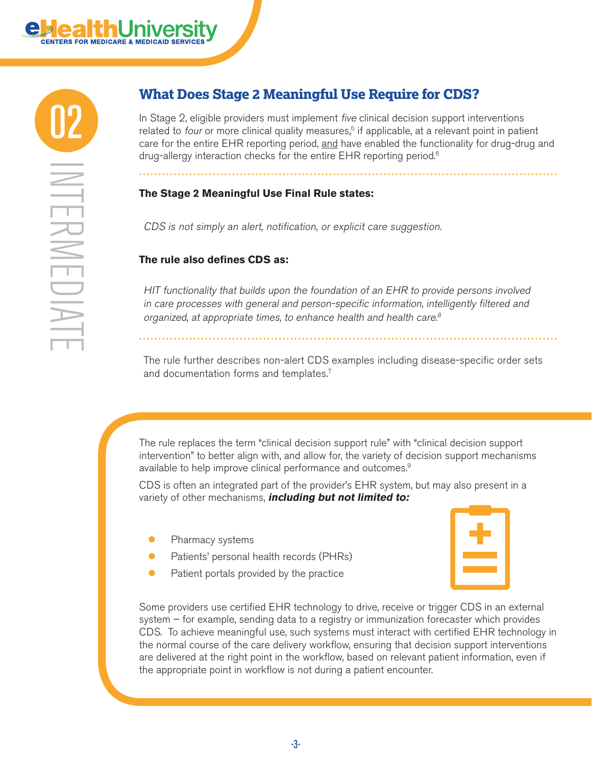## What Does Stage 2 Meaningful Use Require for CDS?

In Stage 2, eligible providers must implement *five* clinical decision support interventions related to *four* or more clinical quality measures,[5] if applicable, at a relevant point in patient care for the entire EHR reporting period, and have enabled the functionality for drug-drug and drug-allergy interaction checks for the entire EHR reporting period.[6]

**The Stage 2 Meaningful Use Final Rule states:**

*CDS is not simply an alert, notification, or explicit care suggestion.*

**The rule also defines CDS as:**

*HIT functionality that builds upon the foundation of an EHR to provide persons involved in care processes with general and person-specific information, intelligently filtered and organized, at appropriate times, to enhance health and health care.*[8]

The rule further describes non-alert CDS examples including disease-specific order sets and documentation forms and templates.[7]

The rule replaces the term "clinical decision support rule" with "clinical decision support intervention" to better align with, and allow for, the variety of decision support mechanisms available to help improve clinical performance and outcomes.[9]

CDS is often an integrated part of the provider's EHR system, but may also present in a variety of other mechanisms, ***including but not limited to:***

- Pharmacy systems
- Patients' personal health records (PHRs)
- Patient portals provided by the practice

Some providers use certified EHR technology to drive, receive or trigger CDS in an external system – for example, sending data to a registry or immunization forecaster which provides CDS. To achieve meaningful use, such systems must interact with certified EHR technology in the normal course of the care delivery workflow, ensuring that decision support interventions are delivered at the right point in the workflow, based on relevant patient information, even if the appropriate point in workflow is not during a patient encounter.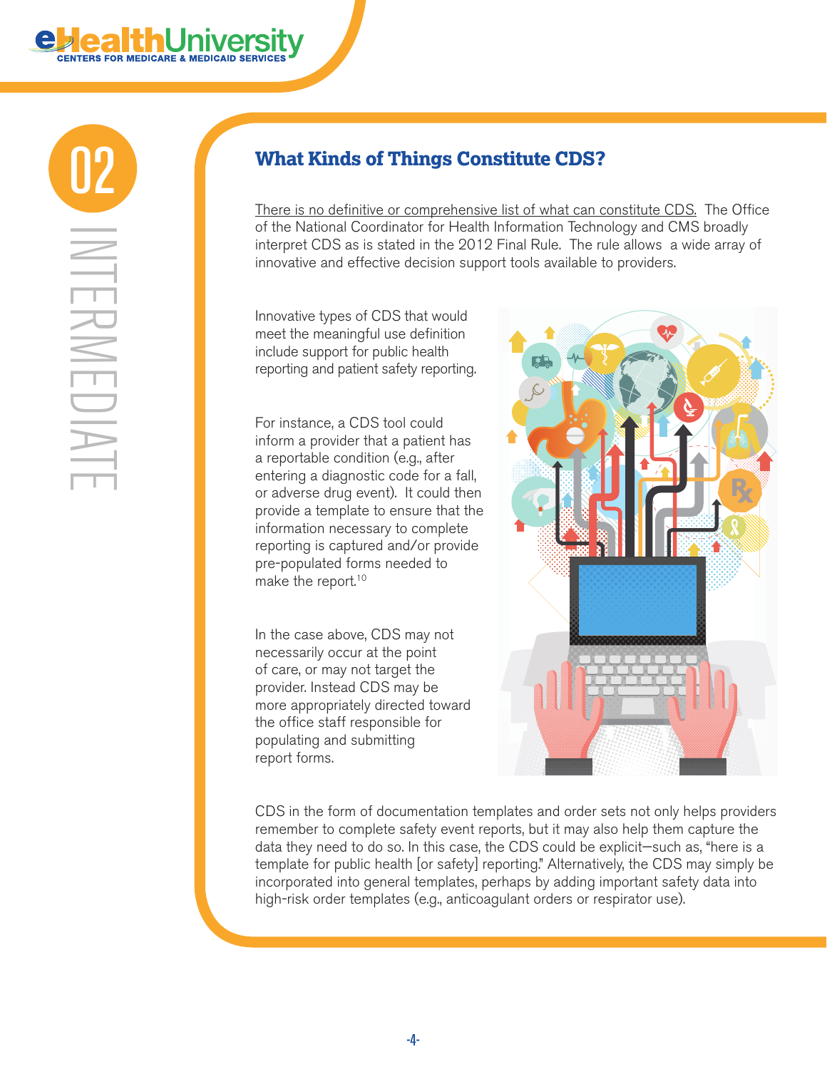## What Kinds of Things Constitute CDS?

There is no definitive or comprehensive list of what can constitute CDS. The Office of the National Coordinator for Health Information Technology and CMS broadly interpret CDS as is stated in the 2012 Final Rule. The rule allows a wide array of innovative and effective decision support tools available to providers.

Innovative types of CDS that would meet the meaningful use definition include support for public health reporting and patient safety reporting.

For instance, a CDS tool could inform a provider that a patient has a reportable condition (e.g., after entering a diagnostic code for a fall, or adverse drug event). It could then provide a template to ensure that the information necessary to complete reporting is captured and/or provide pre-populated forms needed to make the report.[10]

In the case above, CDS may not necessarily occur at the point of care, or may not target the provider. Instead CDS may be more appropriately directed toward the office staff responsible for populating and submitting report forms.

CDS in the form of documentation templates and order sets not only helps providers remember to complete safety event reports, but it may also help them capture the data they need to do so. In this case, the CDS could be explicit—such as, "here is a template for public health [or safety] reporting." Alternatively, the CDS may simply be incorporated into general templates, perhaps by adding important safety data into high-risk order templates (e.g., anticoagulant orders or respirator use).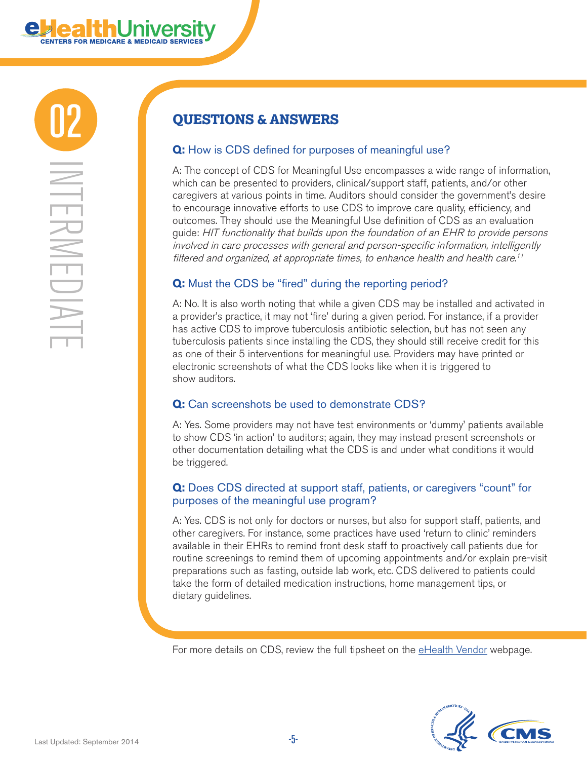## QUESTIONS & ANSWERS

### **Q:** How is CDS defined for purposes of meaningful use?

A: The concept of CDS for Meaningful Use encompasses a wide range of information, which can be presented to providers, clinical/support staff, patients, and/or other caregivers at various points in time. Auditors should consider the government's desire to encourage innovative efforts to use CDS to improve care quality, efficiency, and outcomes. They should use the Meaningful Use definition of CDS as an evaluation guide: *HIT functionality that builds upon the foundation of an EHR to provide persons involved in care processes with general and person-specific information, intelligently filtered and organized, at appropriate times, to enhance health and health care.*[11]

### **Q:** Must the CDS be "fired" during the reporting period?

A: No. It is also worth noting that while a given CDS may be installed and activated in a provider's practice, it may not 'fire' during a given period. For instance, if a provider has active CDS to improve tuberculosis antibiotic selection, but has not seen any tuberculosis patients since installing the CDS, they should still receive credit for this as one of their 5 interventions for meaningful use. Providers may have printed or electronic screenshots of what the CDS looks like when it is triggered to show auditors.

### **Q:** Can screenshots be used to demonstrate CDS?

A: Yes. Some providers may not have test environments or 'dummy' patients available to show CDS 'in action' to auditors; again, they may instead present screenshots or other documentation detailing what the CDS is and under what conditions it would be triggered.

### **Q:** Does CDS directed at support staff, patients, or caregivers "count" for purposes of the meaningful use program?

A: Yes. CDS is not only for doctors or nurses, but also for support staff, patients, and other caregivers. For instance, some practices have used 'return to clinic' reminders available in their EHRs to remind front desk staff to proactively call patients due for routine screenings to remind them of upcoming appointments and/or explain pre-visit preparations such as fasting, outside lab work, etc. CDS delivered to patients could take the form of detailed medication instructions, home management tips, or dietary guidelines.

For more details on CDS, review the full tipsheet on the [eHealth Vendor]() webpage.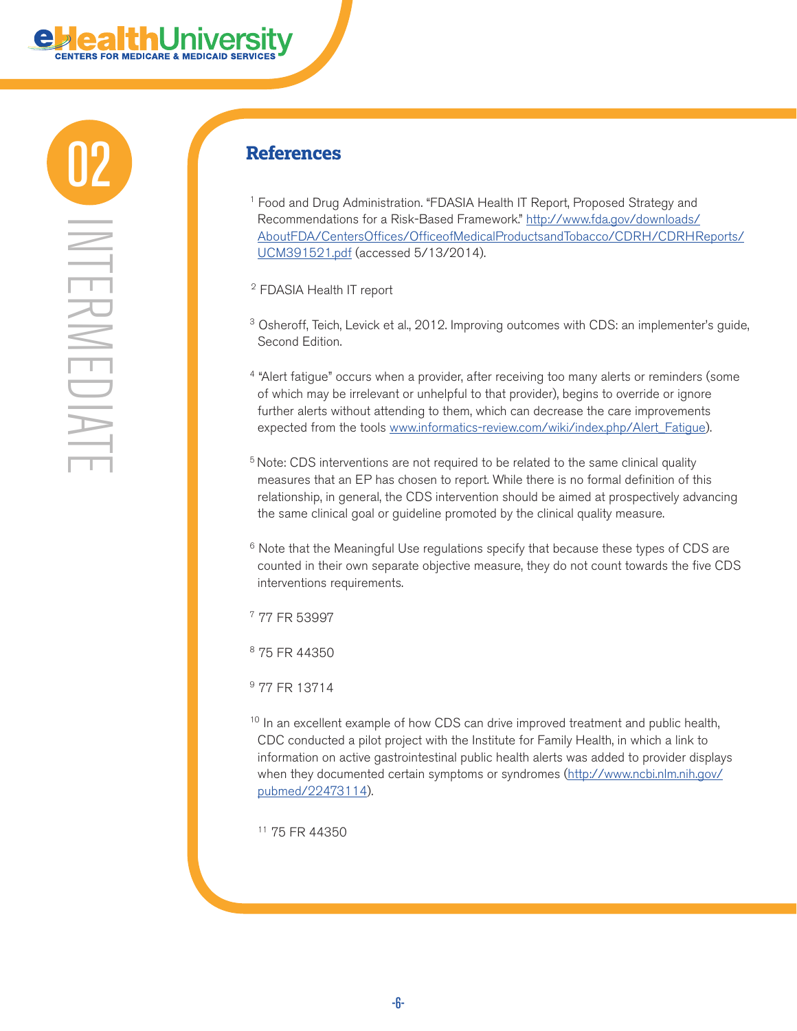## References

[1] Food and Drug Administration. "FDASIA Health IT Report, Proposed Strategy and Recommendations for a Risk-Based Framework." http://www.fda.gov/downloads/AboutFDA/CentersOffices/OfficeofMedicalProductsandTobacco/CDRH/CDRHReports/UCM391521.pdf (accessed 5/13/2014).

[2] FDASIA Health IT report

[3] Osheroff, Teich, Levick et al., 2012. Improving outcomes with CDS: an implementer's guide, Second Edition.

[4] "Alert fatigue" occurs when a provider, after receiving too many alerts or reminders (some of which may be irrelevant or unhelpful to that provider), begins to override or ignore further alerts without attending to them, which can decrease the care improvements expected from the tools www.informatics-review.com/wiki/index.php/Alert_Fatigue).

[5] Note: CDS interventions are not required to be related to the same clinical quality measures that an EP has chosen to report. While there is no formal definition of this relationship, in general, the CDS intervention should be aimed at prospectively advancing the same clinical goal or guideline promoted by the clinical quality measure.

[6] Note that the Meaningful Use regulations specify that because these types of CDS are counted in their own separate objective measure, they do not count towards the five CDS interventions requirements.

[7] 77 FR 53997

[8] 75 FR 44350

[9] 77 FR 13714

[10] In an excellent example of how CDS can drive improved treatment and public health, CDC conducted a pilot project with the Institute for Family Health, in which a link to information on active gastrointestinal public health alerts was added to provider displays when they documented certain symptoms or syndromes (http://www.ncbi.nlm.nih.gov/pubmed/22473114).

[11] 75 FR 44350